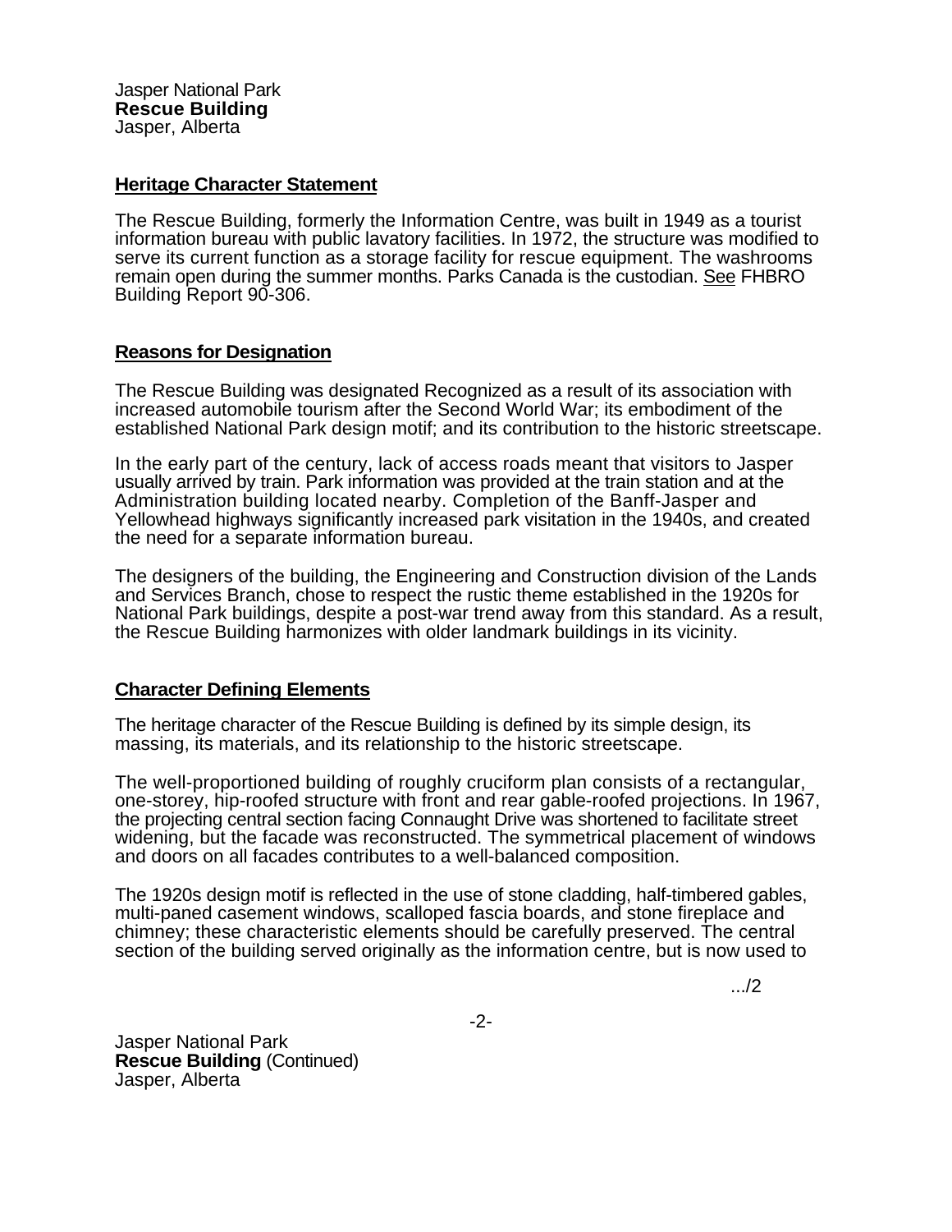Jasper National Park
**Rescue Building**
Jasper, Alberta

## Heritage Character Statement

The Rescue Building, formerly the Information Centre, was built in 1949 as a tourist information bureau with public lavatory facilities. In 1972, the structure was modified to serve its current function as a storage facility for rescue equipment. The washrooms remain open during the summer months. Parks Canada is the custodian. See FHBRO Building Report 90-306.

## Reasons for Designation

The Rescue Building was designated Recognized as a result of its association with increased automobile tourism after the Second World War; its embodiment of the established National Park design motif; and its contribution to the historic streetscape.

In the early part of the century, lack of access roads meant that visitors to Jasper usually arrived by train. Park information was provided at the train station and at the Administration building located nearby. Completion of the Banff-Jasper and Yellowhead highways significantly increased park visitation in the 1940s, and created the need for a separate information bureau.

The designers of the building, the Engineering and Construction division of the Lands and Services Branch, chose to respect the rustic theme established in the 1920s for National Park buildings, despite a post-war trend away from this standard. As a result, the Rescue Building harmonizes with older landmark buildings in its vicinity.

## Character Defining Elements

The heritage character of the Rescue Building is defined by its simple design, its massing, its materials, and its relationship to the historic streetscape.

The well-proportioned building of roughly cruciform plan consists of a rectangular, one-storey, hip-roofed structure with front and rear gable-roofed projections. In 1967, the projecting central section facing Connaught Drive was shortened to facilitate street widening, but the facade was reconstructed. The symmetrical placement of windows and doors on all facades contributes to a well-balanced composition.

The 1920s design motif is reflected in the use of stone cladding, half-timbered gables, multi-paned casement windows, scalloped fascia boards, and stone fireplace and chimney; these characteristic elements should be carefully preserved. The central section of the building served originally as the information centre, but is now used to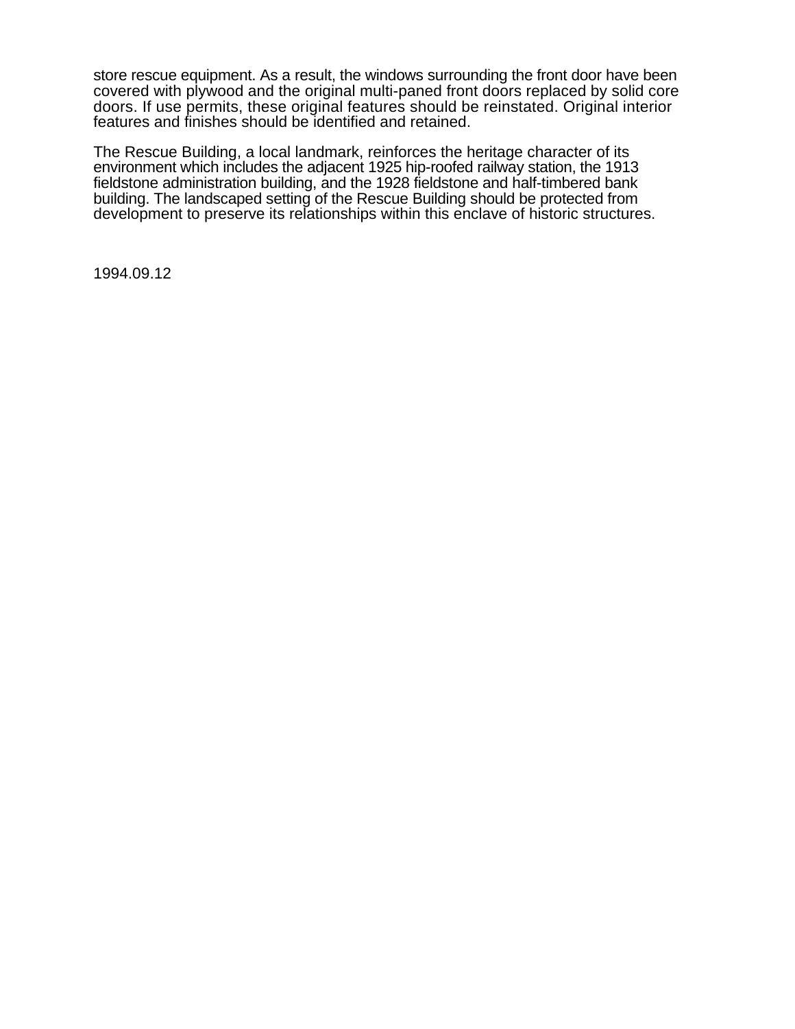store rescue equipment. As a result, the windows surrounding the front door have been covered with plywood and the original multi-paned front doors replaced by solid core doors. If use permits, these original features should be reinstated. Original interior features and finishes should be identified and retained.

The Rescue Building, a local landmark, reinforces the heritage character of its environment which includes the adjacent 1925 hip-roofed railway station, the 1913 fieldstone administration building, and the 1928 fieldstone and half-timbered bank building. The landscaped setting of the Rescue Building should be protected from development to preserve its relationships within this enclave of historic structures.

1994.09.12